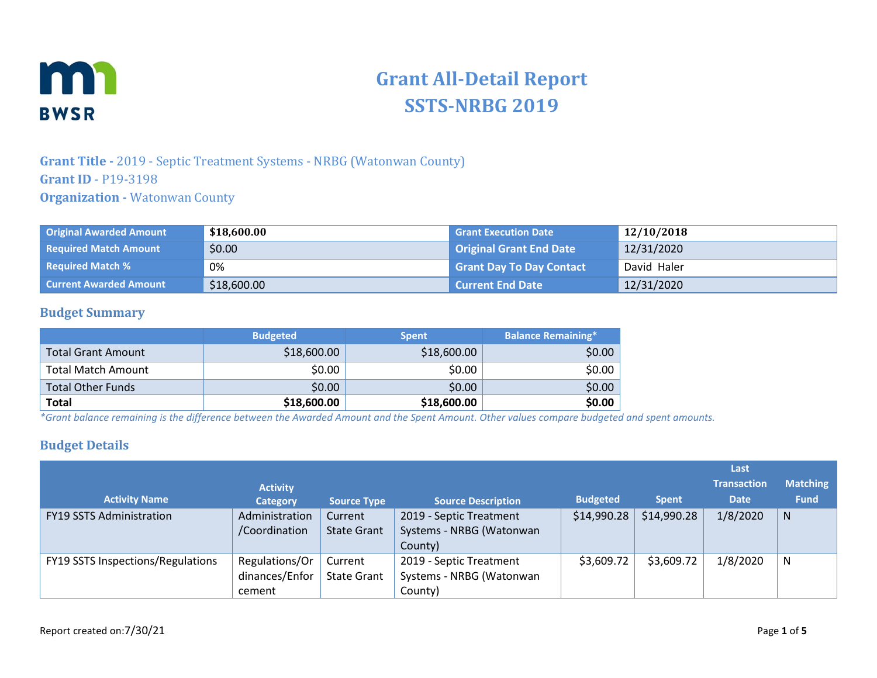# Grant All-Detail Report
# SSTS-NRBG 2019

### Grant Title - 2019 - Septic Treatment Systems - NRBG (Watonwan County)
### Grant ID - P19-3198
### Organization - Watonwan County

| Original Awarded Amount | $18,600.00 | Grant Execution Date | 12/10/2018 |
|---|---|---|---|
| Required Match Amount | $0.00 | Original Grant End Date | 12/31/2020 |
| Required Match % | 0% | Grant Day To Day Contact | David Haler |
| Current Awarded Amount | $18,600.00 | Current End Date | 12/31/2020 |

## Budget Summary

| | Budgeted | Spent | Balance Remaining* |
|---|---|---|---|
| Total Grant Amount | $18,600.00 | $18,600.00 | $0.00 |
| Total Match Amount | $0.00 | $0.00 | $0.00 |
| Total Other Funds | $0.00 | $0.00 | $0.00 |
| **Total** | **$18,600.00** | **$18,600.00** | **$0.00** |

*\*Grant balance remaining is the difference between the Awarded Amount and the Spent Amount. Other values compare budgeted and spent amounts.*

## Budget Details

| Activity Name | Activity Category | Source Type | Source Description | Budgeted | Spent | Last Transaction Date | Matching Fund |
|---|---|---|---|---|---|---|---|
| FY19 SSTS Administration | Administration /Coordination | Current State Grant | 2019 - Septic Treatment Systems - NRBG (Watonwan County) | $14,990.28 | $14,990.28 | 1/8/2020 | N |
| FY19 SSTS Inspections/Regulations | Regulations/Ordinances/Enforcement | Current State Grant | 2019 - Septic Treatment Systems - NRBG (Watonwan County) | $3,609.72 | $3,609.72 | 1/8/2020 | N |

Report created on:7/30/21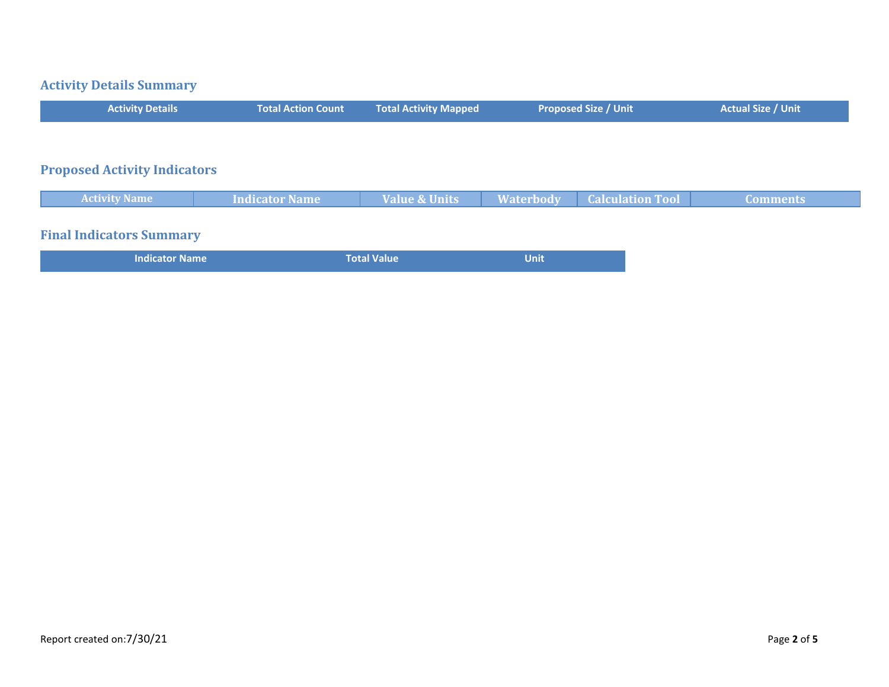## Activity Details Summary

| Activity Details | Total Action Count | Total Activity Mapped | Proposed Size / Unit | Actual Size / Unit |
|---|---|---|---|---|

## Proposed Activity Indicators

| Activity Name | Indicator Name | Value & Units | Waterbody | Calculation Tool | Comments |
|---|---|---|---|---|---|

## Final Indicators Summary

| Indicator Name | Total Value | Unit |
|---|---|---|

Report created on:7/30/21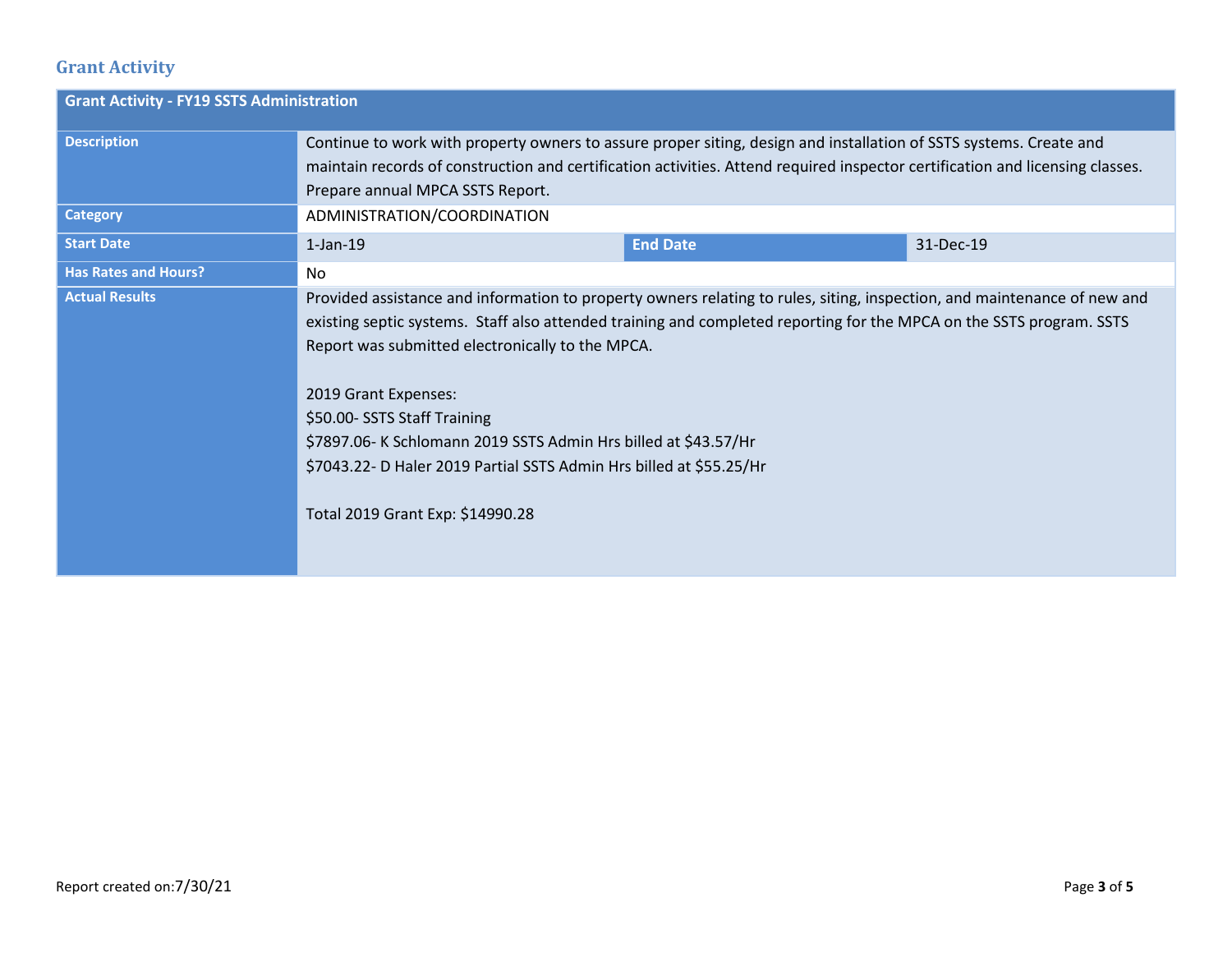## Grant Activity

| Grant Activity - FY19 SSTS Administration | | | |
|---|---|---|---|
| Description | Continue to work with property owners to assure proper siting, design and installation of SSTS systems. Create and maintain records of construction and certification activities. Attend required inspector certification and licensing classes. Prepare annual MPCA SSTS Report. | | |
| Category | ADMINISTRATION/COORDINATION | | |
| Start Date | 1-Jan-19 | End Date | 31-Dec-19 |
| Has Rates and Hours? | No | | |
| Actual Results | Provided assistance and information to property owners relating to rules, siting, inspection, and maintenance of new and existing septic systems. Staff also attended training and completed reporting for the MPCA on the SSTS program. SSTS Report was submitted electronically to the MPCA.<br><br>2019 Grant Expenses:<br>$50.00- SSTS Staff Training<br>$7897.06- K Schlomann 2019 SSTS Admin Hrs billed at $43.57/Hr<br>$7043.22- D Haler 2019 Partial SSTS Admin Hrs billed at $55.25/Hr<br><br>Total 2019 Grant Exp: $14990.28 | | |

Report created on:7/30/21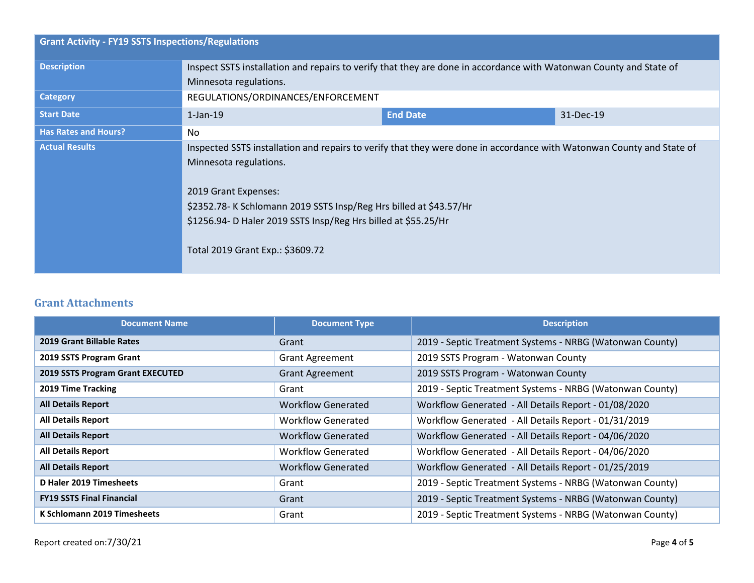| Grant Activity - FY19 SSTS Inspections/Regulations | | | |
|---|---|---|---|
| **Description** | Inspect SSTS installation and repairs to verify that they are done in accordance with Watonwan County and State of Minnesota regulations. | | |
| **Category** | REGULATIONS/ORDINANCES/ENFORCEMENT | | |
| **Start Date** | 1-Jan-19 | **End Date** | 31-Dec-19 |
| **Has Rates and Hours?** | No | | |
| **Actual Results** | Inspected SSTS installation and repairs to verify that they were done in accordance with Watonwan County and State of Minnesota regulations.<br><br>2019 Grant Expenses:<br>$2352.78- K Schlomann 2019 SSTS Insp/Reg Hrs billed at $43.57/Hr<br>$1256.94- D Haler 2019 SSTS Insp/Reg Hrs billed at $55.25/Hr<br><br>Total 2019 Grant Exp.: $3609.72 | | |

## Grant Attachments

| Document Name | Document Type | Description |
|---|---|---|
| **2019 Grant Billable Rates** | Grant | 2019 - Septic Treatment Systems - NRBG (Watonwan County) |
| **2019 SSTS Program Grant** | Grant Agreement | 2019 SSTS Program - Watonwan County |
| **2019 SSTS Program Grant EXECUTED** | Grant Agreement | 2019 SSTS Program - Watonwan County |
| **2019 Time Tracking** | Grant | 2019 - Septic Treatment Systems - NRBG (Watonwan County) |
| **All Details Report** | Workflow Generated | Workflow Generated - All Details Report - 01/08/2020 |
| **All Details Report** | Workflow Generated | Workflow Generated - All Details Report - 01/31/2019 |
| **All Details Report** | Workflow Generated | Workflow Generated - All Details Report - 04/06/2020 |
| **All Details Report** | Workflow Generated | Workflow Generated - All Details Report - 04/06/2020 |
| **All Details Report** | Workflow Generated | Workflow Generated - All Details Report - 01/25/2019 |
| **D Haler 2019 Timesheets** | Grant | 2019 - Septic Treatment Systems - NRBG (Watonwan County) |
| **FY19 SSTS Final Financial** | Grant | 2019 - Septic Treatment Systems - NRBG (Watonwan County) |
| **K Schlomann 2019 Timesheets** | Grant | 2019 - Septic Treatment Systems - NRBG (Watonwan County) |

Report created on:7/30/21